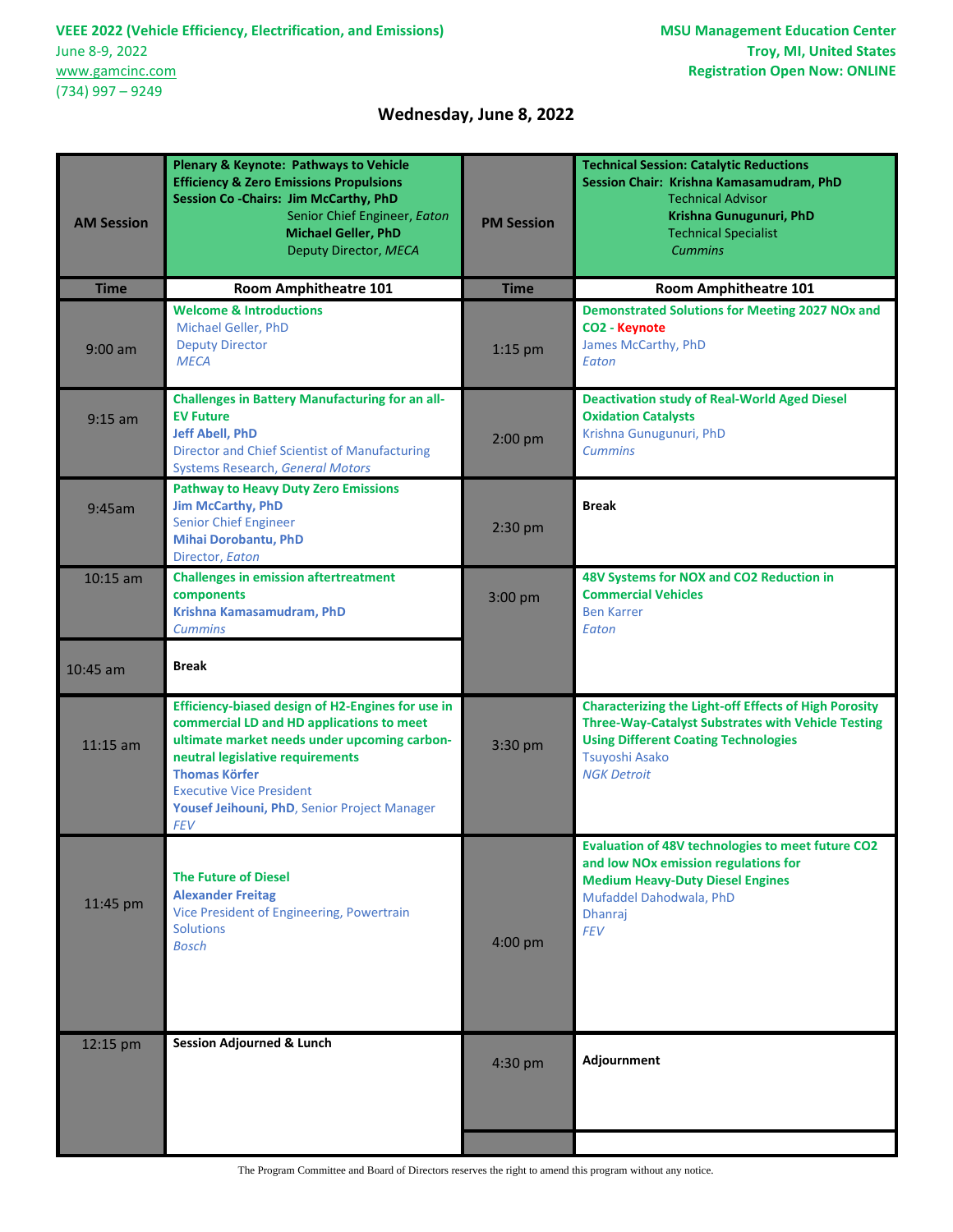**VEEE 2022 (Vehicle Efficiency, Electrification, and Emissions)**
June 8-9, 2022
www.gamcinc.com
(734) 997 – 9249

**MSU Management Education Center**
**Troy, MI, United States**
**Registration Open Now: ONLINE**

## Wednesday, June 8, 2022

| AM Session | Plenary & Keynote: Pathways to Vehicle Efficiency & Zero Emissions Propulsions<br>Session Co-Chairs: Jim McCarthy, PhD, Senior Chief Engineer, *Eaton*<br>Michael Geller, PhD, Deputy Director, *MECA* | PM Session | Technical Session: Catalytic Reductions<br>Session Chair: Krishna Kamasamudram, PhD, Technical Advisor<br>Krishna Gunugunuri, PhD, Technical Specialist, *Cummins* |
|---|---|---|---|
| **Time** | **Room Amphitheatre 101** | **Time** | **Room Amphitheatre 101** |
| 9:00 am | **Welcome & Introductions**<br>Michael Geller, PhD<br>Deputy Director<br>*MECA* | 1:15 pm | **Demonstrated Solutions for Meeting 2027 NOx and CO2 - Keynote**<br>James McCarthy, PhD<br>*Eaton* |
| 9:15 am | **Challenges in Battery Manufacturing for an all-EV Future**<br>**Jeff Abell, PhD**<br>Director and Chief Scientist of Manufacturing Systems Research, *General Motors* | 2:00 pm | **Deactivation study of Real-World Aged Diesel Oxidation Catalysts**<br>Krishna Gunugunuri, PhD<br>*Cummins* |
| 9:45am | **Pathway to Heavy Duty Zero Emissions**<br>**Jim McCarthy, PhD**<br>Senior Chief Engineer<br>**Mihai Dorobantu, PhD**<br>Director, *Eaton* | 2:30 pm | **Break** |
| 10:15 am | **Challenges in emission aftertreatment components**<br>**Krishna Kamasamudram, PhD**<br>*Cummins* | 3:00 pm | **48V Systems for NOX and CO2 Reduction in Commercial Vehicles**<br>Ben Karrer<br>*Eaton* |
| 10:45 am | **Break** | | |
| 11:15 am | **Efficiency-biased design of H2-Engines for use in commercial LD and HD applications to meet ultimate market needs under upcoming carbon-neutral legislative requirements**<br>**Thomas Körfer**<br>Executive Vice President<br>**Yousef Jeihouni, PhD**, Senior Project Manager<br>*FEV* | 3:30 pm | **Characterizing the Light-off Effects of High Porosity Three-Way-Catalyst Substrates with Vehicle Testing Using Different Coating Technologies**<br>Tsuyoshi Asako<br>*NGK Detroit* |
| 11:45 pm | **The Future of Diesel**<br>**Alexander Freitag**<br>Vice President of Engineering, Powertrain Solutions<br>*Bosch* | 4:00 pm | **Evaluation of 48V technologies to meet future CO2 and low NOx emission regulations for Medium Heavy-Duty Diesel Engines**<br>Mufaddel Dahodwala, PhD<br>Dhanraj<br>*FEV* |
| 12:15 pm | **Session Adjourned & Lunch** | 4:30 pm | **Adjournment** |

The Program Committee and Board of Directors reserves the right to amend this program without any notice.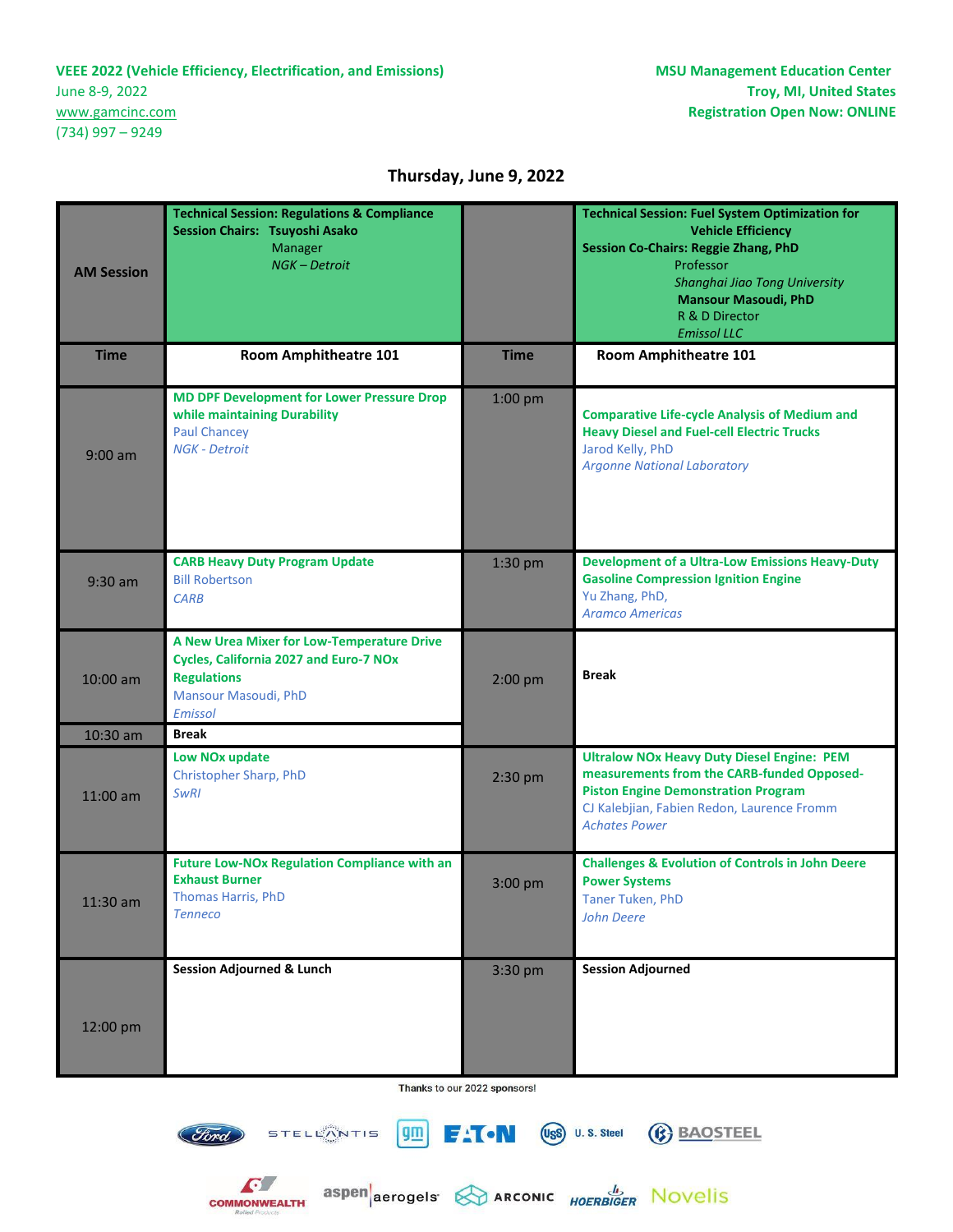VEEE 2022 (Vehicle Efficiency, Electrification, and Emissions)
June 8-9, 2022
www.gamcinc.com
(734) 997 – 9249

MSU Management Education Center
Troy, MI, United States
Registration Open Now: ONLINE

## Thursday, June 9, 2022

| AM Session | **Technical Session: Regulations & Compliance**<br>**Session Chairs: Tsuyoshi Asako**<br>Manager<br>*NGK – Detroit* | | **Technical Session: Fuel System Optimization for Vehicle Efficiency**<br>**Session Co-Chairs: Reggie Zhang, PhD**<br>Professor<br>*Shanghai Jiao Tong University*<br>**Mansour Masoudi, PhD**<br>R & D Director<br>*Emissol LLC* |
|---|---|---|---|
| **Time** | **Room Amphitheatre 101** | **Time** | **Room Amphitheatre 101** |
| 9:00 am | **MD DPF Development for Lower Pressure Drop while maintaining Durability**<br>Paul Chancey<br>*NGK - Detroit* | 1:00 pm | **Comparative Life-cycle Analysis of Medium and Heavy Diesel and Fuel-cell Electric Trucks**<br>Jarod Kelly, PhD<br>*Argonne National Laboratory* |
| 9:30 am | **CARB Heavy Duty Program Update**<br>Bill Robertson<br>*CARB* | 1:30 pm | **Development of a Ultra-Low Emissions Heavy-Duty Gasoline Compression Ignition Engine**<br>Yu Zhang, PhD,<br>*Aramco Americas* |
| 10:00 am | **A New Urea Mixer for Low-Temperature Drive Cycles, California 2027 and Euro-7 NOx Regulations**<br>Mansour Masoudi, PhD<br>*Emissol* | 2:00 pm | **Break** |
| 10:30 am | **Break** | | |
| 11:00 am | **Low NOx update**<br>Christopher Sharp, PhD<br>*SwRI* | 2:30 pm | **Ultralow NOx Heavy Duty Diesel Engine: PEM measurements from the CARB-funded Opposed-Piston Engine Demonstration Program**<br>CJ Kalebjian, Fabien Redon, Laurence Fromm<br>*Achates Power* |
| 11:30 am | **Future Low-NOx Regulation Compliance with an Exhaust Burner**<br>Thomas Harris, PhD<br>*Tenneco* | 3:00 pm | **Challenges & Evolution of Controls in John Deere Power Systems**<br>Taner Tuken, PhD<br>*John Deere* |
| 12:00 pm | **Session Adjourned & Lunch** | 3:30 pm | **Session Adjourned** |

Thanks to our 2022 sponsors!

Ford, STELLANTIS, GM, EATON, U. S. Steel, BAOSTEEL, COMMONWEALTH Rolled Products, aspen aerogels, ARCONIC, HOERBIGER, Novelis